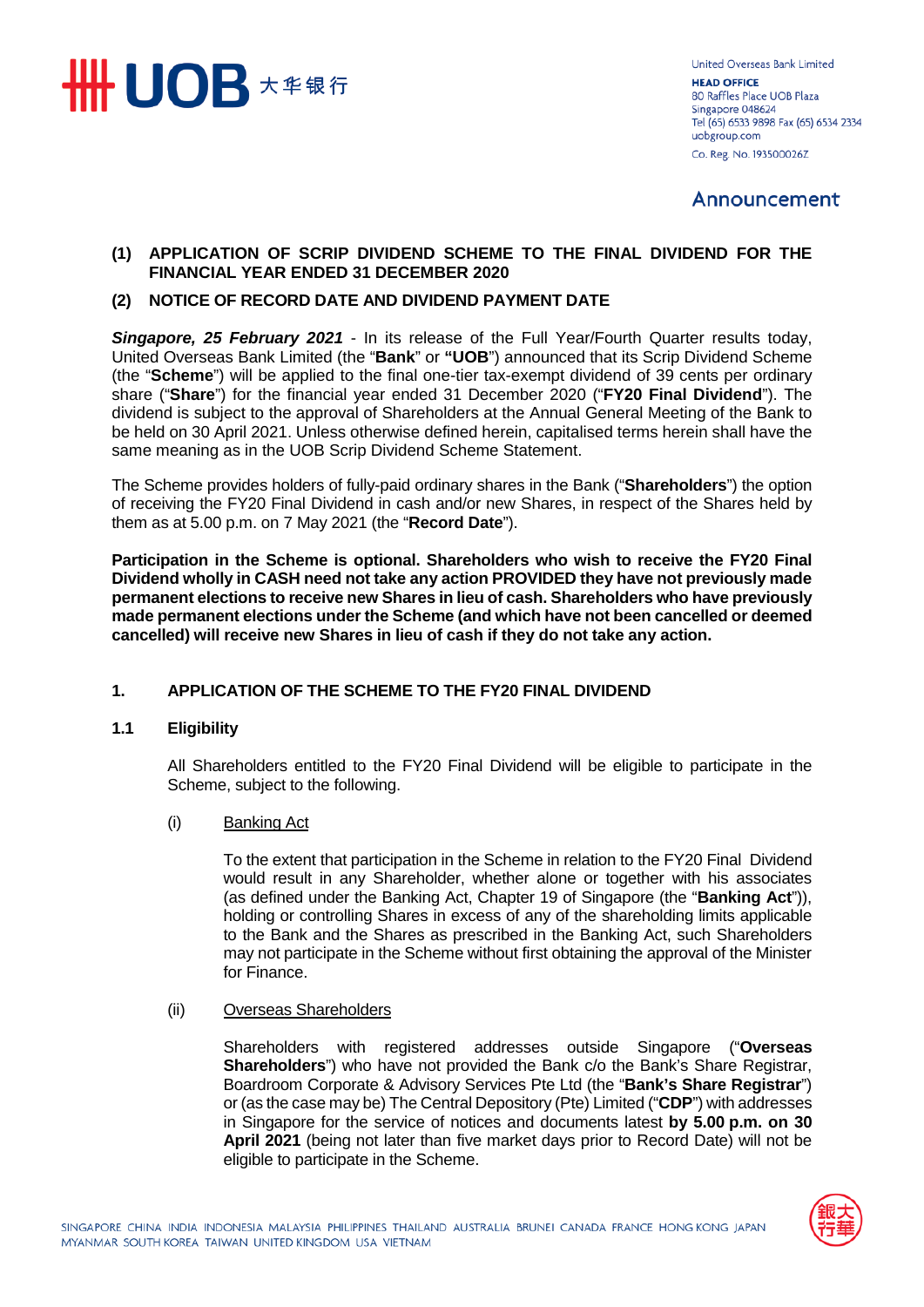United Overseas Bank Limited
**HEAD OFFICE**
80 Raffles Place UOB Plaza
Singapore 048624
Tel (65) 6533 9898 Fax (65) 6534 2334
uobgroup.com
Co. Reg. No. 193500026Z

# Announcement

**(1) APPLICATION OF SCRIP DIVIDEND SCHEME TO THE FINAL DIVIDEND FOR THE FINANCIAL YEAR ENDED 31 DECEMBER 2020**

**(2) NOTICE OF RECORD DATE AND DIVIDEND PAYMENT DATE**

***Singapore, 25 February 2021*** - In its release of the Full Year/Fourth Quarter results today, United Overseas Bank Limited (the "**Bank**" or **"UOB**") announced that its Scrip Dividend Scheme (the "**Scheme**") will be applied to the final one-tier tax-exempt dividend of 39 cents per ordinary share ("**Share**") for the financial year ended 31 December 2020 ("**FY20 Final Dividend**"). The dividend is subject to the approval of Shareholders at the Annual General Meeting of the Bank to be held on 30 April 2021. Unless otherwise defined herein, capitalised terms herein shall have the same meaning as in the UOB Scrip Dividend Scheme Statement.

The Scheme provides holders of fully-paid ordinary shares in the Bank ("**Shareholders**") the option of receiving the FY20 Final Dividend in cash and/or new Shares, in respect of the Shares held by them as at 5.00 p.m. on 7 May 2021 (the "**Record Date**").

**Participation in the Scheme is optional. Shareholders who wish to receive the FY20 Final Dividend wholly in CASH need not take any action PROVIDED they have not previously made permanent elections to receive new Shares in lieu of cash. Shareholders who have previously made permanent elections under the Scheme (and which have not been cancelled or deemed cancelled) will receive new Shares in lieu of cash if they do not take any action.**

## 1. APPLICATION OF THE SCHEME TO THE FY20 FINAL DIVIDEND

### 1.1 Eligibility

All Shareholders entitled to the FY20 Final Dividend will be eligible to participate in the Scheme, subject to the following.

(i) Banking Act

To the extent that participation in the Scheme in relation to the FY20 Final Dividend would result in any Shareholder, whether alone or together with his associates (as defined under the Banking Act, Chapter 19 of Singapore (the "**Banking Act**")), holding or controlling Shares in excess of any of the shareholding limits applicable to the Bank and the Shares as prescribed in the Banking Act, such Shareholders may not participate in the Scheme without first obtaining the approval of the Minister for Finance.

(ii) Overseas Shareholders

Shareholders with registered addresses outside Singapore ("**Overseas Shareholders**") who have not provided the Bank c/o the Bank's Share Registrar, Boardroom Corporate & Advisory Services Pte Ltd (the "**Bank's Share Registrar**") or (as the case may be) The Central Depository (Pte) Limited ("**CDP**") with addresses in Singapore for the service of notices and documents latest **by 5.00 p.m. on 30 April 2021** (being not later than five market days prior to Record Date) will not be eligible to participate in the Scheme.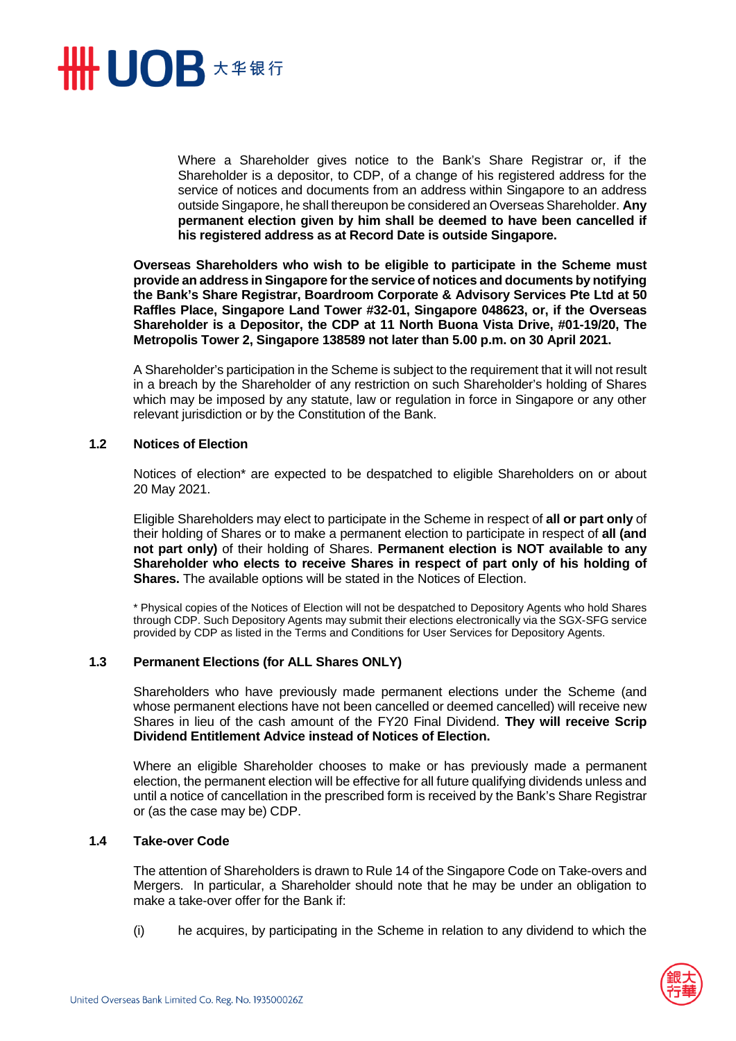Where a Shareholder gives notice to the Bank's Share Registrar or, if the Shareholder is a depositor, to CDP, of a change of his registered address for the service of notices and documents from an address within Singapore to an address outside Singapore, he shall thereupon be considered an Overseas Shareholder. **Any permanent election given by him shall be deemed to have been cancelled if his registered address as at Record Date is outside Singapore.**

**Overseas Shareholders who wish to be eligible to participate in the Scheme must provide an address in Singapore for the service of notices and documents by notifying the Bank's Share Registrar, Boardroom Corporate & Advisory Services Pte Ltd at 50 Raffles Place, Singapore Land Tower #32-01, Singapore 048623, or, if the Overseas Shareholder is a Depositor, the CDP at 11 North Buona Vista Drive, #01-19/20, The Metropolis Tower 2, Singapore 138589 not later than 5.00 p.m. on 30 April 2021.**

A Shareholder's participation in the Scheme is subject to the requirement that it will not result in a breach by the Shareholder of any restriction on such Shareholder's holding of Shares which may be imposed by any statute, law or regulation in force in Singapore or any other relevant jurisdiction or by the Constitution of the Bank.

### 1.2 Notices of Election

Notices of election* are expected to be despatched to eligible Shareholders on or about 20 May 2021.

Eligible Shareholders may elect to participate in the Scheme in respect of **all or part only** of their holding of Shares or to make a permanent election to participate in respect of **all (and not part only)** of their holding of Shares. **Permanent election is NOT available to any Shareholder who elects to receive Shares in respect of part only of his holding of Shares.** The available options will be stated in the Notices of Election.

* Physical copies of the Notices of Election will not be despatched to Depository Agents who hold Shares through CDP. Such Depository Agents may submit their elections electronically via the SGX-SFG service provided by CDP as listed in the Terms and Conditions for User Services for Depository Agents.

### 1.3 Permanent Elections (for ALL Shares ONLY)

Shareholders who have previously made permanent elections under the Scheme (and whose permanent elections have not been cancelled or deemed cancelled) will receive new Shares in lieu of the cash amount of the FY20 Final Dividend. **They will receive Scrip Dividend Entitlement Advice instead of Notices of Election.**

Where an eligible Shareholder chooses to make or has previously made a permanent election, the permanent election will be effective for all future qualifying dividends unless and until a notice of cancellation in the prescribed form is received by the Bank's Share Registrar or (as the case may be) CDP.

### 1.4 Take-over Code

The attention of Shareholders is drawn to Rule 14 of the Singapore Code on Take-overs and Mergers. In particular, a Shareholder should note that he may be under an obligation to make a take-over offer for the Bank if:

(i) he acquires, by participating in the Scheme in relation to any dividend to which the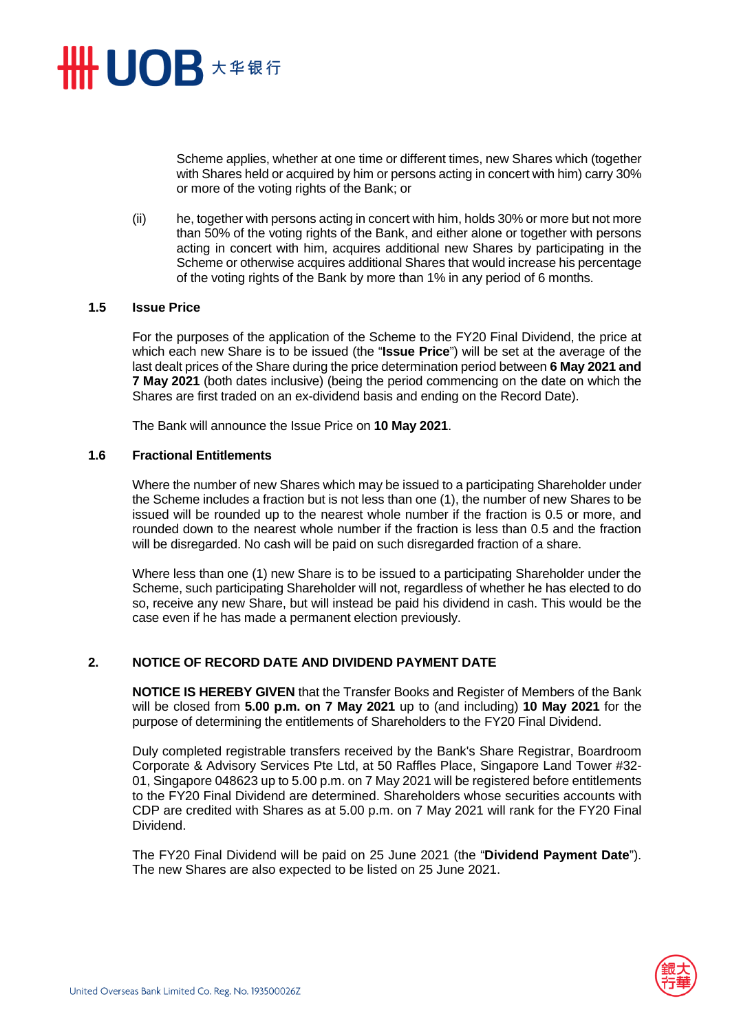Scheme applies, whether at one time or different times, new Shares which (together with Shares held or acquired by him or persons acting in concert with him) carry 30% or more of the voting rights of the Bank; or

(ii) he, together with persons acting in concert with him, holds 30% or more but not more than 50% of the voting rights of the Bank, and either alone or together with persons acting in concert with him, acquires additional new Shares by participating in the Scheme or otherwise acquires additional Shares that would increase his percentage of the voting rights of the Bank by more than 1% in any period of 6 months.

### 1.5 Issue Price

For the purposes of the application of the Scheme to the FY20 Final Dividend, the price at which each new Share is to be issued (the "**Issue Price**") will be set at the average of the last dealt prices of the Share during the price determination period between **6 May 2021 and 7 May 2021** (both dates inclusive) (being the period commencing on the date on which the Shares are first traded on an ex-dividend basis and ending on the Record Date).

The Bank will announce the Issue Price on **10 May 2021**.

### 1.6 Fractional Entitlements

Where the number of new Shares which may be issued to a participating Shareholder under the Scheme includes a fraction but is not less than one (1), the number of new Shares to be issued will be rounded up to the nearest whole number if the fraction is 0.5 or more, and rounded down to the nearest whole number if the fraction is less than 0.5 and the fraction will be disregarded. No cash will be paid on such disregarded fraction of a share.

Where less than one (1) new Share is to be issued to a participating Shareholder under the Scheme, such participating Shareholder will not, regardless of whether he has elected to do so, receive any new Share, but will instead be paid his dividend in cash. This would be the case even if he has made a permanent election previously.

## 2. NOTICE OF RECORD DATE AND DIVIDEND PAYMENT DATE

**NOTICE IS HEREBY GIVEN** that the Transfer Books and Register of Members of the Bank will be closed from **5.00 p.m. on 7 May 2021** up to (and including) **10 May 2021** for the purpose of determining the entitlements of Shareholders to the FY20 Final Dividend.

Duly completed registrable transfers received by the Bank's Share Registrar, Boardroom Corporate & Advisory Services Pte Ltd, at 50 Raffles Place, Singapore Land Tower #32-01, Singapore 048623 up to 5.00 p.m. on 7 May 2021 will be registered before entitlements to the FY20 Final Dividend are determined. Shareholders whose securities accounts with CDP are credited with Shares as at 5.00 p.m. on 7 May 2021 will rank for the FY20 Final Dividend.

The FY20 Final Dividend will be paid on 25 June 2021 (the "**Dividend Payment Date**"). The new Shares are also expected to be listed on 25 June 2021.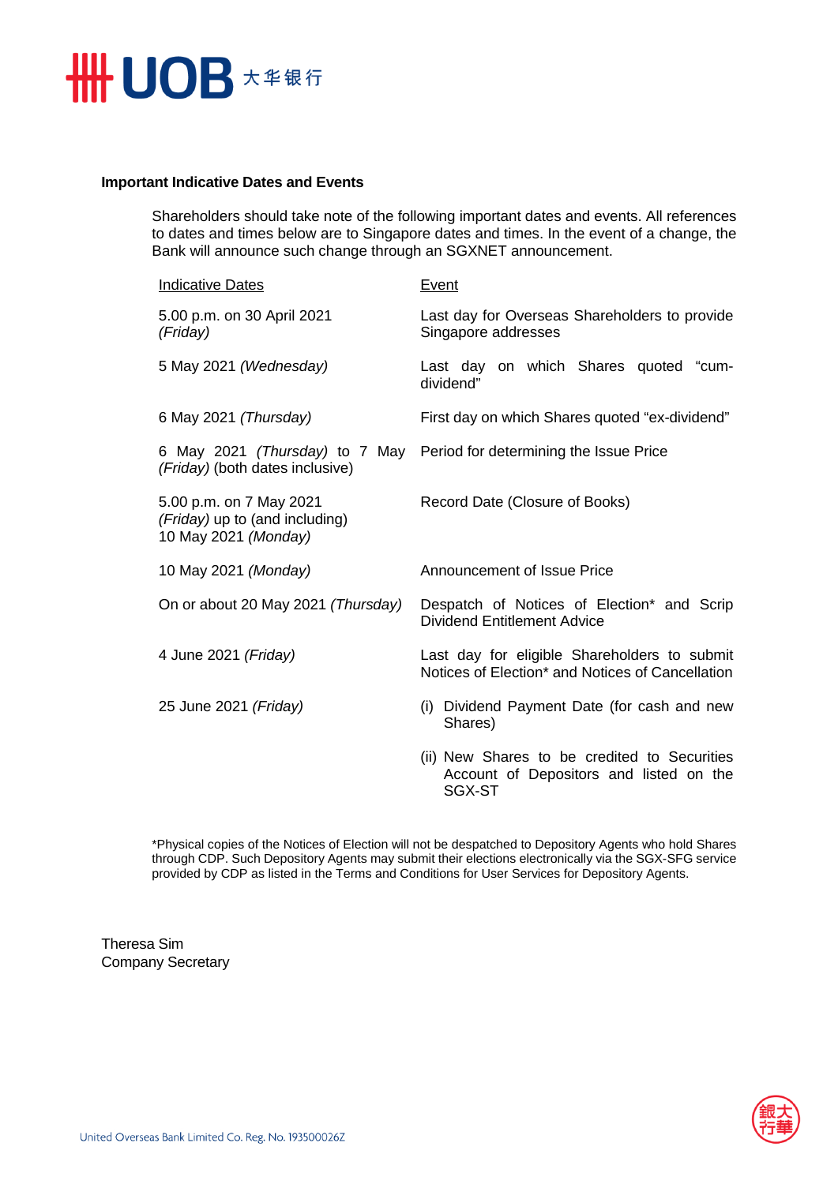**Important Indicative Dates and Events**

Shareholders should take note of the following important dates and events. All references to dates and times below are to Singapore dates and times. In the event of a change, the Bank will announce such change through an SGXNET announcement.

| Indicative Dates | Event |
|---|---|
| 5.00 p.m. on 30 April 2021 *(Friday)* | Last day for Overseas Shareholders to provide Singapore addresses |
| 5 May 2021 *(Wednesday)* | Last day on which Shares quoted "cum-dividend" |
| 6 May 2021 *(Thursday)* | First day on which Shares quoted "ex-dividend" |
| 6 May 2021 *(Thursday)* to 7 May *(Friday)* (both dates inclusive) | Period for determining the Issue Price |
| 5.00 p.m. on 7 May 2021 *(Friday)* up to (and including) 10 May 2021 *(Monday)* | Record Date (Closure of Books) |
| 10 May 2021 *(Monday)* | Announcement of Issue Price |
| On or about 20 May 2021 *(Thursday)* | Despatch of Notices of Election* and Scrip Dividend Entitlement Advice |
| 4 June 2021 *(Friday)* | Last day for eligible Shareholders to submit Notices of Election* and Notices of Cancellation |
| 25 June 2021 *(Friday)* | (i) Dividend Payment Date (for cash and new Shares)<br>(ii) New Shares to be credited to Securities Account of Depositors and listed on the SGX-ST |

*Physical copies of the Notices of Election will not be despatched to Depository Agents who hold Shares through CDP. Such Depository Agents may submit their elections electronically via the SGX-SFG service provided by CDP as listed in the Terms and Conditions for User Services for Depository Agents.

Theresa Sim
Company Secretary

United Overseas Bank Limited Co. Reg. No. 193500026Z